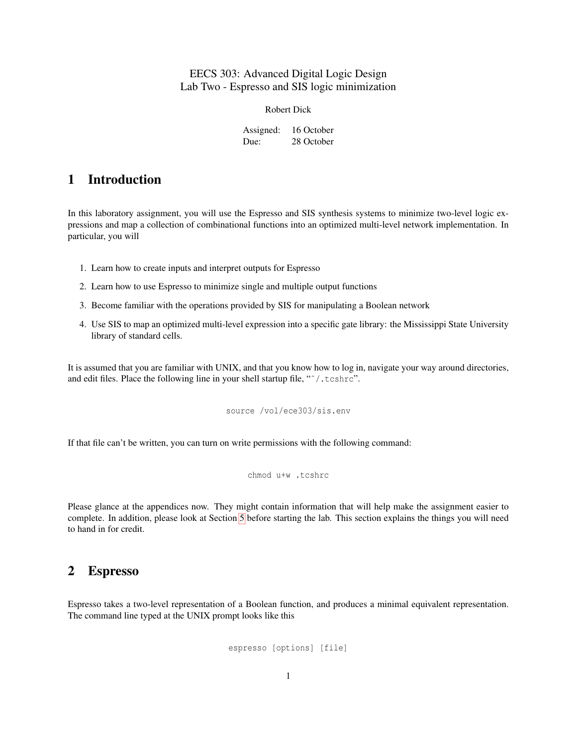# EECS 303: Advanced Digital Logic Design
# Lab Two - Espresso and SIS logic minimization

Robert Dick

Assigned: 16 October
Due: 28 October

## 1 Introduction

In this laboratory assignment, you will use the Espresso and SIS synthesis systems to minimize two-level logic expressions and map a collection of combinational functions into an optimized multi-level network implementation. In particular, you will

1. Learn how to create inputs and interpret outputs for Espresso
2. Learn how to use Espresso to minimize single and multiple output functions
3. Become familiar with the operations provided by SIS for manipulating a Boolean network
4. Use SIS to map an optimized multi-level expression into a specific gate library: the Mississippi State University library of standard cells.

It is assumed that you are familiar with UNIX, and that you know how to log in, navigate your way around directories, and edit files. Place the following line in your shell startup file, "`~/.tcshrc`".

```
source /vol/ece303/sis.env
```

If that file can't be written, you can turn on write permissions with the following command:

```
chmod u+w .tcshrc
```

Please glance at the appendices now. They might contain information that will help make the assignment easier to complete. In addition, please look at Section 5 before starting the lab. This section explains the things you will need to hand in for credit.

## 2 Espresso

Espresso takes a two-level representation of a Boolean function, and produces a minimal equivalent representation. The command line typed at the UNIX prompt looks like this

```
espresso [options] [file]
```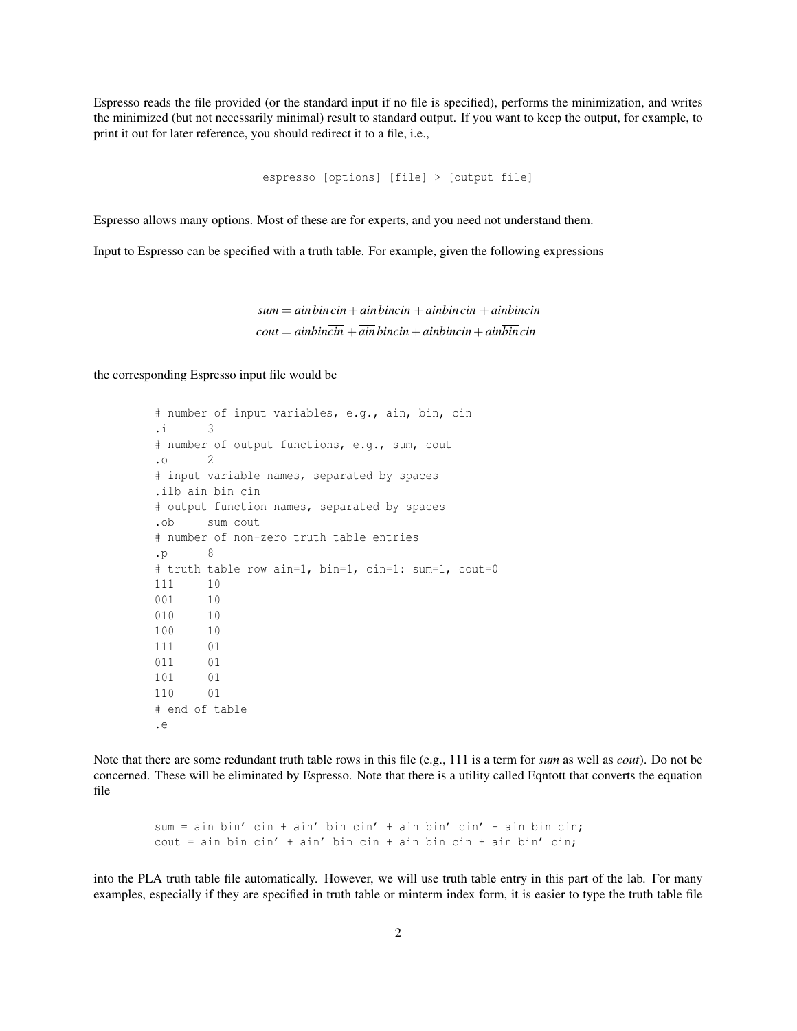Espresso reads the file provided (or the standard input if no file is specified), performs the minimization, and writes the minimized (but not necessarily minimal) result to standard output. If you want to keep the output, for example, to print it out for later reference, you should redirect it to a file, i.e.,

```
espresso [options] [file] > [output file]
```

Espresso allows many options. Most of these are for experts, and you need not understand them.

Input to Espresso can be specified with a truth table. For example, given the following expressions

$$sum = \overline{ain}\,\overline{bin}\,cin + \overline{ain}\,bin\,\overline{cin} + ain\,\overline{bin}\,\overline{cin} + ain\,bin\,cin$$

$$cout = ain\,bin\,\overline{cin} + \overline{ain}\,bin\,cin + ain\,bin\,cin + ain\,\overline{bin}\,cin$$

the corresponding Espresso input file would be

```
# number of input variables, e.g., ain, bin, cin
.i      3
# number of output functions, e.g., sum, cout
.o      2
# input variable names, separated by spaces
.ilb ain bin cin
# output function names, separated by spaces
.ob     sum cout
# number of non-zero truth table entries
.p      8
# truth table row ain=1, bin=1, cin=1: sum=1, cout=0
111     10
001     10
010     10
100     10
111     01
011     01
101     01
110     01
# end of table
.e
```

Note that there are some redundant truth table rows in this file (e.g., 111 is a term for *sum* as well as *cout*). Do not be concerned. These will be eliminated by Espresso. Note that there is a utility called Eqntott that converts the equation file

```
sum = ain bin' cin + ain' bin cin' + ain bin' cin' + ain bin cin;
cout = ain bin cin' + ain' bin cin + ain bin cin + ain bin' cin;
```

into the PLA truth table file automatically. However, we will use truth table entry in this part of the lab. For many examples, especially if they are specified in truth table or minterm index form, it is easier to type the truth table file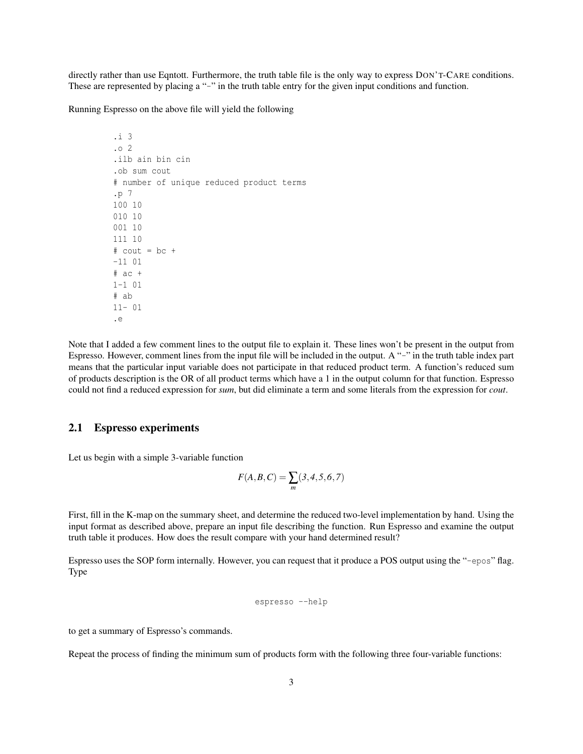directly rather than use Eqntott. Furthermore, the truth table file is the only way to express DON'T-CARE conditions. These are represented by placing a "-" in the truth table entry for the given input conditions and function.

Running Espresso on the above file will yield the following

```
.i 3
.o 2
.ilb ain bin cin
.ob sum cout
# number of unique reduced product terms
.p 7
100 10
010 10
001 10
111 10
# cout = bc +
-11 01
# ac +
1-1 01
# ab
11- 01
.e
```

Note that I added a few comment lines to the output file to explain it. These lines won't be present in the output from Espresso. However, comment lines from the input file will be included in the output. A "-" in the truth table index part means that the particular input variable does not participate in that reduced product term. A function's reduced sum of products description is the OR of all product terms which have a 1 in the output column for that function. Espresso could not find a reduced expression for *sum*, but did eliminate a term and some literals from the expression for *cout*.

## 2.1 Espresso experiments

Let us begin with a simple 3-variable function

$$F(A,B,C) = \sum_{m}(3,4,5,6,7)$$

First, fill in the K-map on the summary sheet, and determine the reduced two-level implementation by hand. Using the input format as described above, prepare an input file describing the function. Run Espresso and examine the output truth table it produces. How does the result compare with your hand determined result?

Espresso uses the SOP form internally. However, you can request that it produce a POS output using the "`-epos`" flag. Type

```
espresso --help
```

to get a summary of Espresso's commands.

Repeat the process of finding the minimum sum of products form with the following three four-variable functions: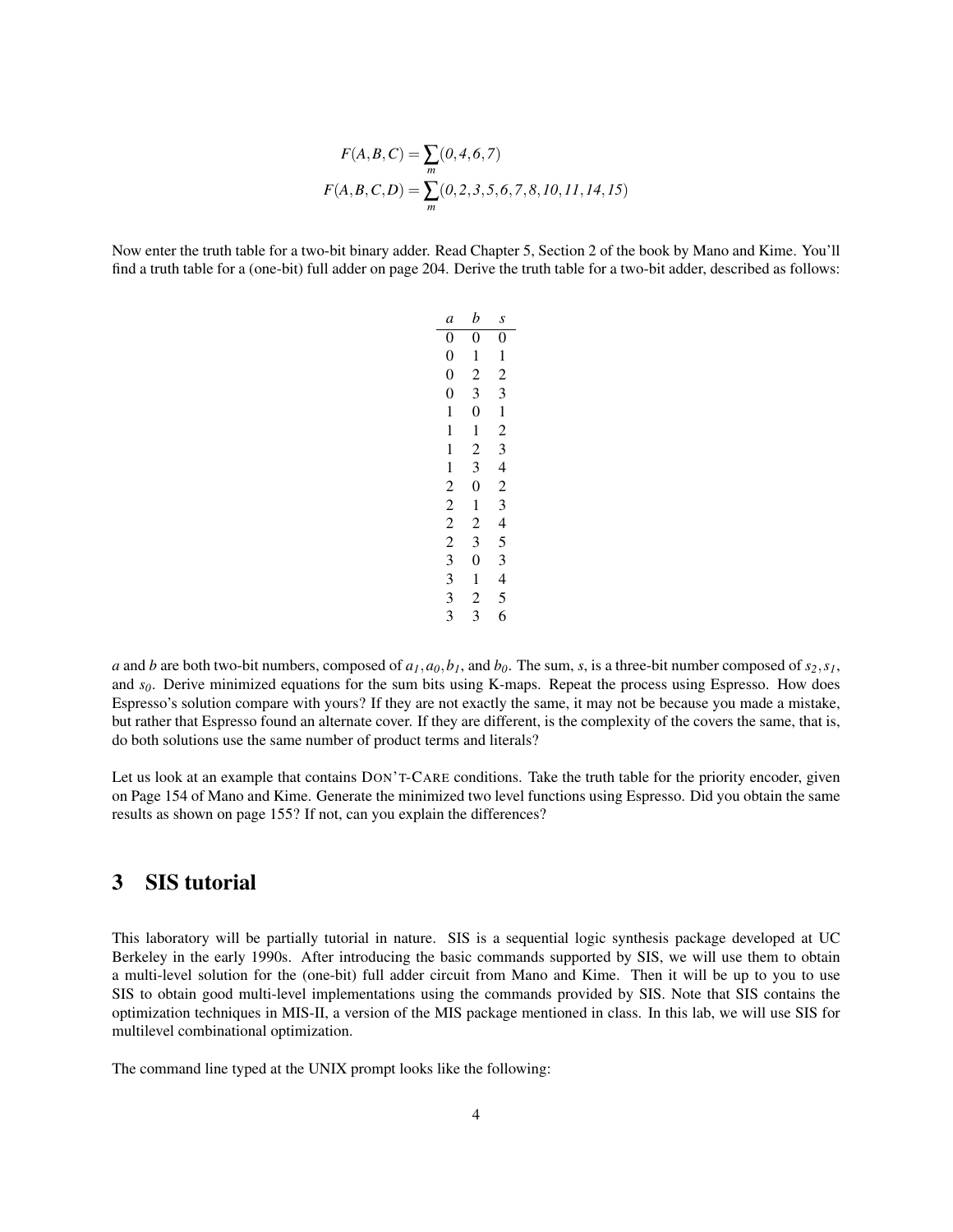$$F(A,B,C) = \sum_m (0,4,6,7)$$

$$F(A,B,C,D) = \sum_m (0,2,3,5,6,7,8,10,11,14,15)$$

Now enter the truth table for a two-bit binary adder. Read Chapter 5, Section 2 of the book by Mano and Kime. You'll find a truth table for a (one-bit) full adder on page 204. Derive the truth table for a two-bit adder, described as follows:

| *a* | *b* | *s* |
|---|---|---|
| 0 | 0 | 0 |
| 0 | 1 | 1 |
| 0 | 2 | 2 |
| 0 | 3 | 3 |
| 1 | 0 | 1 |
| 1 | 1 | 2 |
| 1 | 2 | 3 |
| 1 | 3 | 4 |
| 2 | 0 | 2 |
| 2 | 1 | 3 |
| 2 | 2 | 4 |
| 2 | 3 | 5 |
| 3 | 0 | 3 |
| 3 | 1 | 4 |
| 3 | 2 | 5 |
| 3 | 3 | 6 |

*a* and *b* are both two-bit numbers, composed of $a_1, a_0, b_1$, and $b_0$. The sum, *s*, is a three-bit number composed of $s_2, s_1$, and $s_0$. Derive minimized equations for the sum bits using K-maps. Repeat the process using Espresso. How does Espresso's solution compare with yours? If they are not exactly the same, it may not be because you made a mistake, but rather that Espresso found an alternate cover. If they are different, is the complexity of the covers the same, that is, do both solutions use the same number of product terms and literals?

Let us look at an example that contains DON'T-CARE conditions. Take the truth table for the priority encoder, given on Page 154 of Mano and Kime. Generate the minimized two level functions using Espresso. Did you obtain the same results as shown on page 155? If not, can you explain the differences?

## 3 SIS tutorial

This laboratory will be partially tutorial in nature. SIS is a sequential logic synthesis package developed at UC Berkeley in the early 1990s. After introducing the basic commands supported by SIS, we will use them to obtain a multi-level solution for the (one-bit) full adder circuit from Mano and Kime. Then it will be up to you to use SIS to obtain good multi-level implementations using the commands provided by SIS. Note that SIS contains the optimization techniques in MIS-II, a version of the MIS package mentioned in class. In this lab, we will use SIS for multilevel combinational optimization.

The command line typed at the UNIX prompt looks like the following: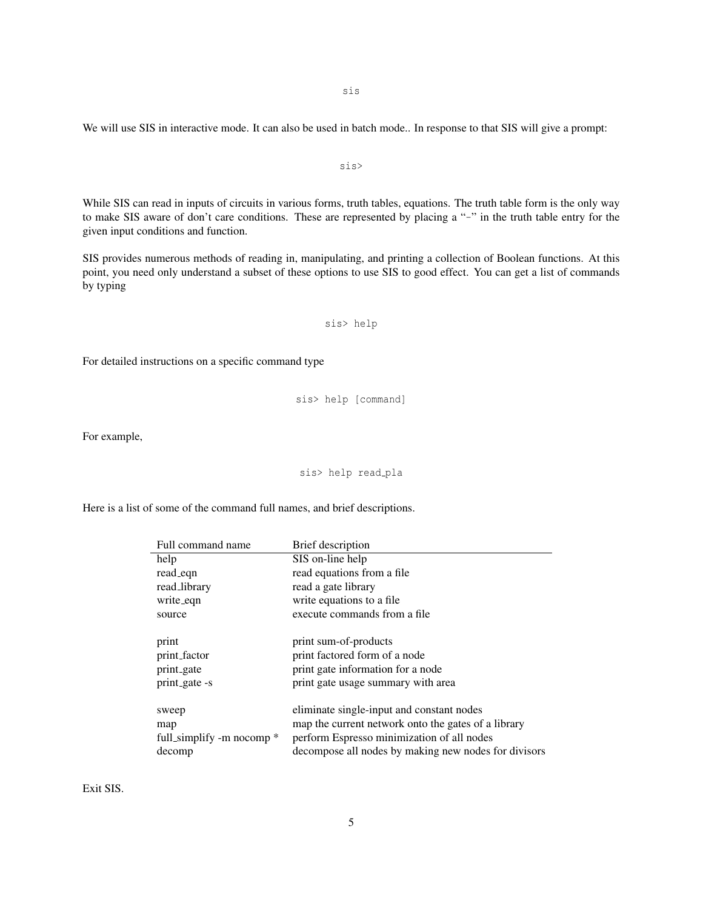```
sis
```

We will use SIS in interactive mode. It can also be used in batch mode.. In response to that SIS will give a prompt:

```
sis>
```

While SIS can read in inputs of circuits in various forms, truth tables, equations. The truth table form is the only way to make SIS aware of don't care conditions. These are represented by placing a "-" in the truth table entry for the given input conditions and function.

SIS provides numerous methods of reading in, manipulating, and printing a collection of Boolean functions. At this point, you need only understand a subset of these options to use SIS to good effect. You can get a list of commands by typing

```
sis> help
```

For detailed instructions on a specific command type

```
sis> help [command]
```

For example,

```
sis> help read_pla
```

Here is a list of some of the command full names, and brief descriptions.

| Full command name | Brief description |
|---|---|
| help | SIS on-line help |
| read_eqn | read equations from a file |
| read_library | read a gate library |
| write_eqn | write equations to a file |
| source | execute commands from a file |
| | |
| print | print sum-of-products |
| print_factor | print factored form of a node |
| print_gate | print gate information for a node |
| print_gate -s | print gate usage summary with area |
| | |
| sweep | eliminate single-input and constant nodes |
| map | map the current network onto the gates of a library |
| full_simplify -m nocomp * | perform Espresso minimization of all nodes |
| decomp | decompose all nodes by making new nodes for divisors |

Exit SIS.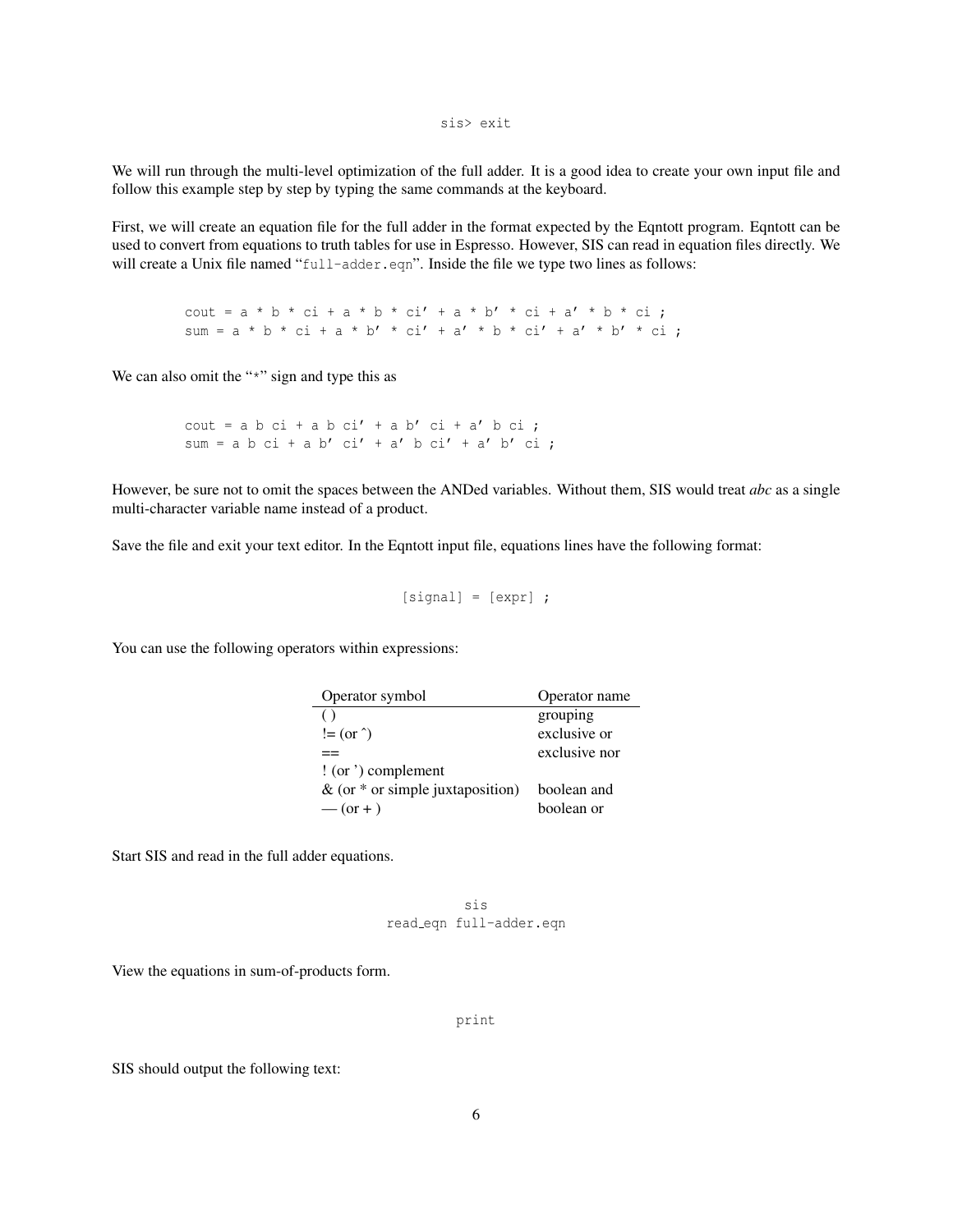```
sis> exit
```

We will run through the multi-level optimization of the full adder. It is a good idea to create your own input file and follow this example step by step by typing the same commands at the keyboard.

First, we will create an equation file for the full adder in the format expected by the Eqntott program. Eqntott can be used to convert from equations to truth tables for use in Espresso. However, SIS can read in equation files directly. We will create a Unix file named "`full-adder.eqn`". Inside the file we type two lines as follows:

```
cout = a * b * ci + a * b * ci' + a * b' * ci + a' * b * ci ;
sum = a * b * ci + a * b' * ci' + a' * b * ci' + a' * b' * ci ;
```

We can also omit the "*" sign and type this as

```
cout = a b ci + a b ci' + a b' ci + a' b ci ;
sum = a b ci + a b' ci' + a' b ci' + a' b' ci ;
```

However, be sure not to omit the spaces between the ANDed variables. Without them, SIS would treat *abc* as a single multi-character variable name instead of a product.

Save the file and exit your text editor. In the Eqntott input file, equations lines have the following format:

```
[signal] = [expr] ;
```

You can use the following operators within expressions:

| Operator symbol | Operator name |
|---|---|
| ( ) | grouping |
| != (or ^) | exclusive or |
| == | exclusive nor |
| ! (or ') complement | |
| & (or * or simple juxtaposition) | boolean and |
| \| (or + ) | boolean or |

Start SIS and read in the full adder equations.

```
sis
read_eqn full-adder.eqn
```

View the equations in sum-of-products form.

```
print
```

SIS should output the following text: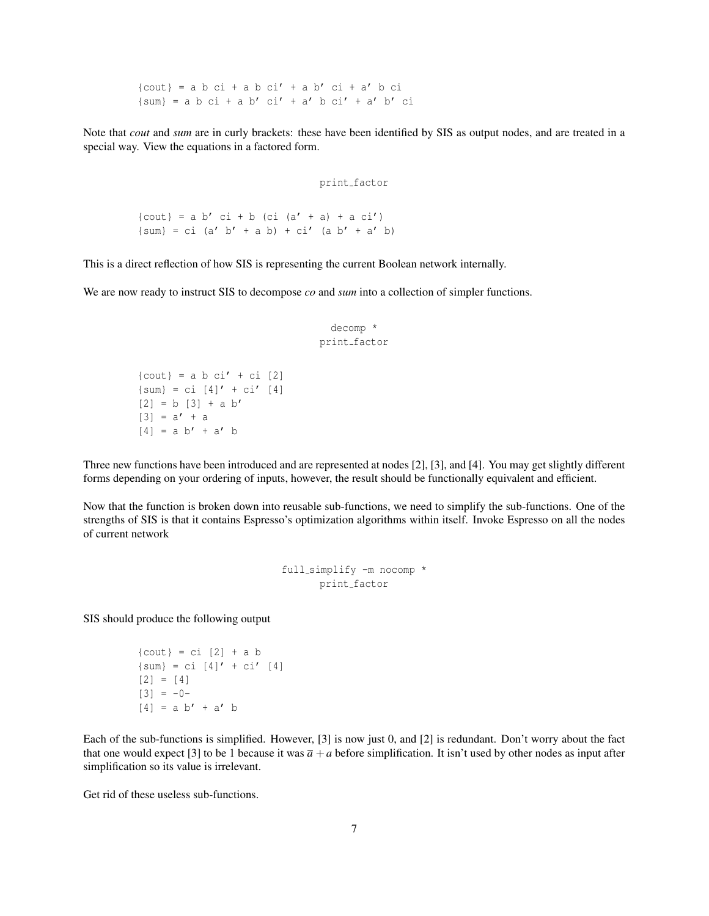```
{cout} = a b ci + a b ci' + a b' ci + a' b ci
{sum} = a b ci + a b' ci' + a' b ci' + a' b' ci
```

Note that *cout* and *sum* are in curly brackets: these have been identified by SIS as output nodes, and are treated in a special way. View the equations in a factored form.

```
print_factor
```

```
{cout} = a b' ci + b (ci (a' + a) + a ci')
{sum} = ci (a' b' + a b) + ci' (a b' + a' b)
```

This is a direct reflection of how SIS is representing the current Boolean network internally.

We are now ready to instruct SIS to decompose *co* and *sum* into a collection of simpler functions.

```
decomp *
print_factor
```

```
{cout} = a b ci' + ci [2]
{sum} = ci [4]' + ci' [4]
[2] = b [3] + a b'
[3] = a' + a
[4] = a b' + a' b
```

Three new functions have been introduced and are represented at nodes [2], [3], and [4]. You may get slightly different forms depending on your ordering of inputs, however, the result should be functionally equivalent and efficient.

Now that the function is broken down into reusable sub-functions, we need to simplify the sub-functions. One of the strengths of SIS is that it contains Espresso's optimization algorithms within itself. Invoke Espresso on all the nodes of current network

```
full_simplify -m nocomp *
print_factor
```

SIS should produce the following output

```
{cout} = ci [2] + a b
{sum} = ci [4]' + ci' [4]
[2] = [4]
[3] = -0-
[4] = a b' + a' b
```

Each of the sub-functions is simplified. However, [3] is now just 0, and [2] is redundant. Don't worry about the fact that one would expect [3] to be 1 because it was $\overline{a} + a$ before simplification. It isn't used by other nodes as input after simplification so its value is irrelevant.

Get rid of these useless sub-functions.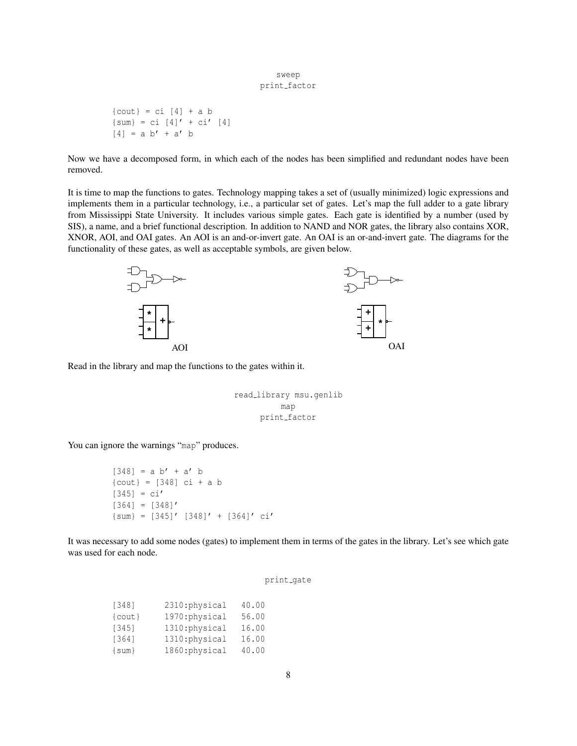```
sweep
print_factor
```

```
{cout} = ci [4] + a b
{sum} = ci [4]' + ci' [4]
[4] = a b' + a' b
```

Now we have a decomposed form, in which each of the nodes has been simplified and redundant nodes have been removed.

It is time to map the functions to gates. Technology mapping takes a set of (usually minimized) logic expressions and implements them in a particular technology, i.e., a particular set of gates. Let's map the full adder to a gate library from Mississippi State University. It includes various simple gates. Each gate is identified by a number (used by SIS), a name, and a brief functional description. In addition to NAND and NOR gates, the library also contains XOR, XNOR, AOI, and OAI gates. An AOI is an and-or-invert gate. An OAI is an or-and-invert gate. The diagrams for the functionality of these gates, as well as acceptable symbols, are given below.

AOI

OAI

Read in the library and map the functions to the gates within it.

```
read_library msu.genlib
map
print_factor
```

You can ignore the warnings "map" produces.

```
[348] = a b' + a' b
{cout} = [348] ci + a b
[345] = ci'
[364] = [348]'
{sum} = [345]' [348]' + [364]' ci'
```

It was necessary to add some nodes (gates) to implement them in terms of the gates in the library. Let's see which gate was used for each node.

```
print_gate
```

```
[348]     2310:physical   40.00
{cout}    1970:physical   56.00
[345]     1310:physical   16.00
[364]     1310:physical   16.00
{sum}     1860:physical   40.00
```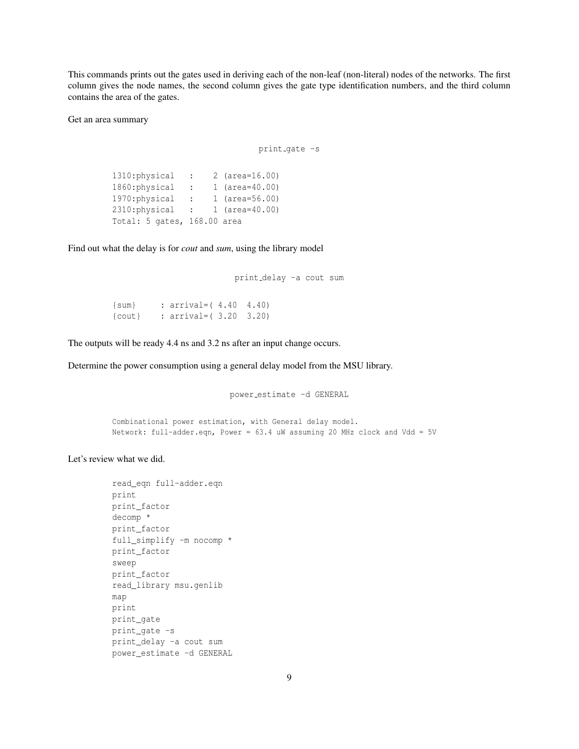This commands prints out the gates used in deriving each of the non-leaf (non-literal) nodes of the networks. The first column gives the node names, the second column gives the gate type identification numbers, and the third column contains the area of the gates.

Get an area summary

```
print_gate -s
```

```
1310:physical   :    2 (area=16.00)
1860:physical   :    1 (area=40.00)
1970:physical   :    1 (area=56.00)
2310:physical   :    1 (area=40.00)
Total: 5 gates, 168.00 area
```

Find out what the delay is for *cout* and *sum*, using the library model

```
print_delay -a cout sum
```

```
{sum}     : arrival=( 4.40  4.40)
{cout}    : arrival=( 3.20  3.20)
```

The outputs will be ready 4.4 ns and 3.2 ns after an input change occurs.

Determine the power consumption using a general delay model from the MSU library.

```
power_estimate -d GENERAL
```

```
Combinational power estimation, with General delay model.
Network: full-adder.eqn, Power = 63.4 uW assuming 20 MHz clock and Vdd = 5V
```

Let's review what we did.

```
read_eqn full-adder.eqn
print
print_factor
decomp *
print_factor
full_simplify -m nocomp *
print_factor
sweep
print_factor
read_library msu.genlib
map
print
print_gate
print_gate -s
print_delay -a cout sum
power_estimate -d GENERAL
```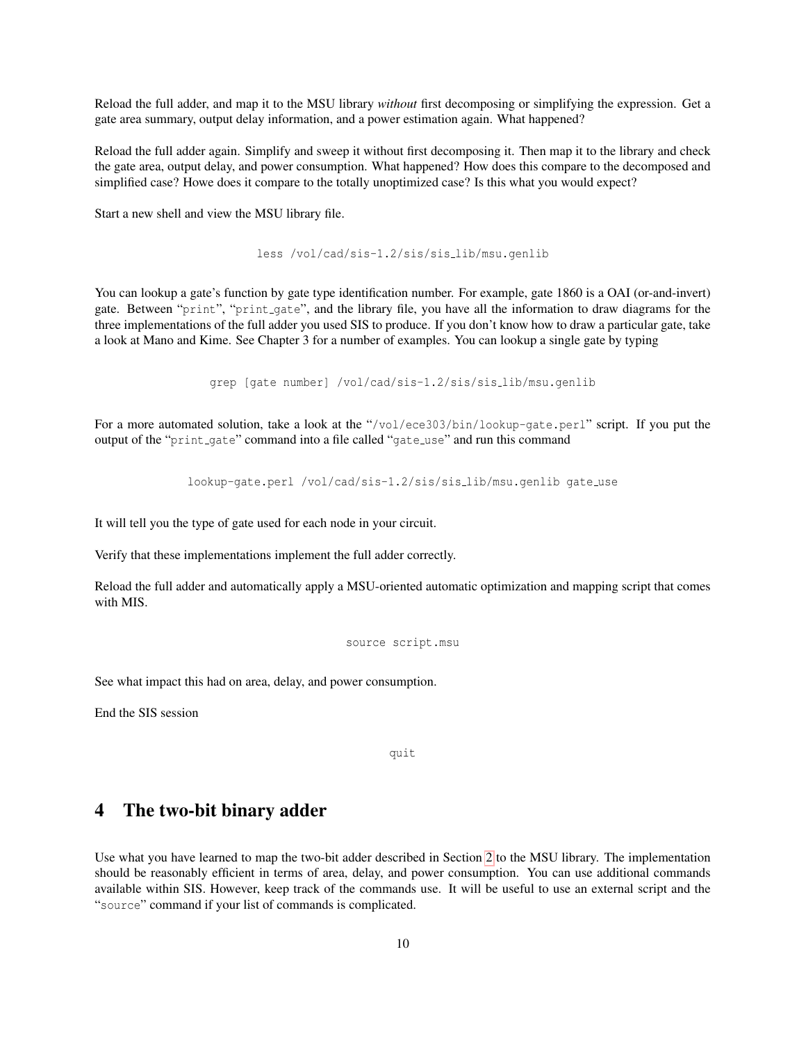Reload the full adder, and map it to the MSU library *without* first decomposing or simplifying the expression. Get a gate area summary, output delay information, and a power estimation again. What happened?

Reload the full adder again. Simplify and sweep it without first decomposing it. Then map it to the library and check the gate area, output delay, and power consumption. What happened? How does this compare to the decomposed and simplified case? Howe does it compare to the totally unoptimized case? Is this what you would expect?

Start a new shell and view the MSU library file.

```
less /vol/cad/sis-1.2/sis/sis_lib/msu.genlib
```

You can lookup a gate's function by gate type identification number. For example, gate 1860 is a OAI (or-and-invert) gate. Between "`print`", "`print_gate`", and the library file, you have all the information to draw diagrams for the three implementations of the full adder you used SIS to produce. If you don't know how to draw a particular gate, take a look at Mano and Kime. See Chapter 3 for a number of examples. You can lookup a single gate by typing

```
grep [gate number] /vol/cad/sis-1.2/sis/sis_lib/msu.genlib
```

For a more automated solution, take a look at the "`/vol/ece303/bin/lookup-gate.perl`" script. If you put the output of the "`print_gate`" command into a file called "`gate_use`" and run this command

```
lookup-gate.perl /vol/cad/sis-1.2/sis/sis_lib/msu.genlib gate_use
```

It will tell you the type of gate used for each node in your circuit.

Verify that these implementations implement the full adder correctly.

Reload the full adder and automatically apply a MSU-oriented automatic optimization and mapping script that comes with MIS.

```
source script.msu
```

See what impact this had on area, delay, and power consumption.

End the SIS session

```
quit
```

# 4 The two-bit binary adder

Use what you have learned to map the two-bit adder described in Section 2 to the MSU library. The implementation should be reasonably efficient in terms of area, delay, and power consumption. You can use additional commands available within SIS. However, keep track of the commands use. It will be useful to use an external script and the "`source`" command if your list of commands is complicated.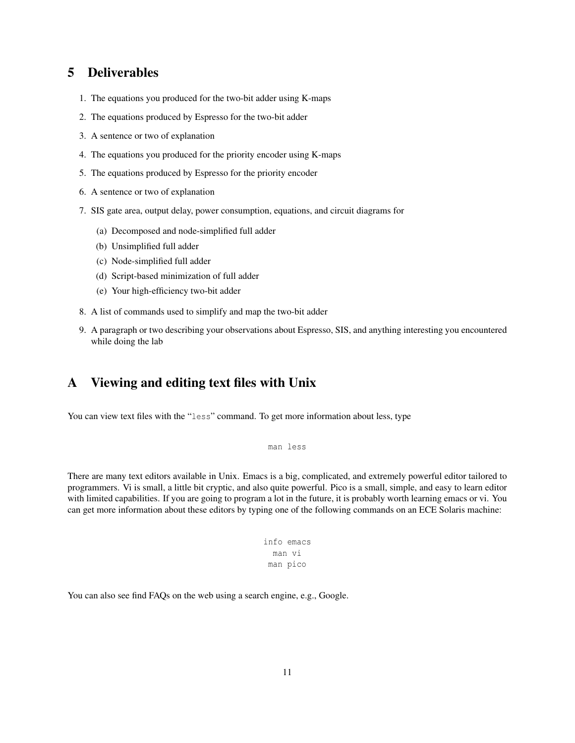## 5 Deliverables

1. The equations you produced for the two-bit adder using K-maps
2. The equations produced by Espresso for the two-bit adder
3. A sentence or two of explanation
4. The equations you produced for the priority encoder using K-maps
5. The equations produced by Espresso for the priority encoder
6. A sentence or two of explanation
7. SIS gate area, output delay, power consumption, equations, and circuit diagrams for
   (a) Decomposed and node-simplified full adder
   (b) Unsimplified full adder
   (c) Node-simplified full adder
   (d) Script-based minimization of full adder
   (e) Your high-efficiency two-bit adder
8. A list of commands used to simplify and map the two-bit adder
9. A paragraph or two describing your observations about Espresso, SIS, and anything interesting you encountered while doing the lab

## A Viewing and editing text files with Unix

You can view text files with the "`less`" command. To get more information about less, type

```
man less
```

There are many text editors available in Unix. Emacs is a big, complicated, and extremely powerful editor tailored to programmers. Vi is small, a little bit cryptic, and also quite powerful. Pico is a small, simple, and easy to learn editor with limited capabilities. If you are going to program a lot in the future, it is probably worth learning emacs or vi. You can get more information about these editors by typing one of the following commands on an ECE Solaris machine:

```
info emacs
man vi
man pico
```

You can also see find FAQs on the web using a search engine, e.g., Google.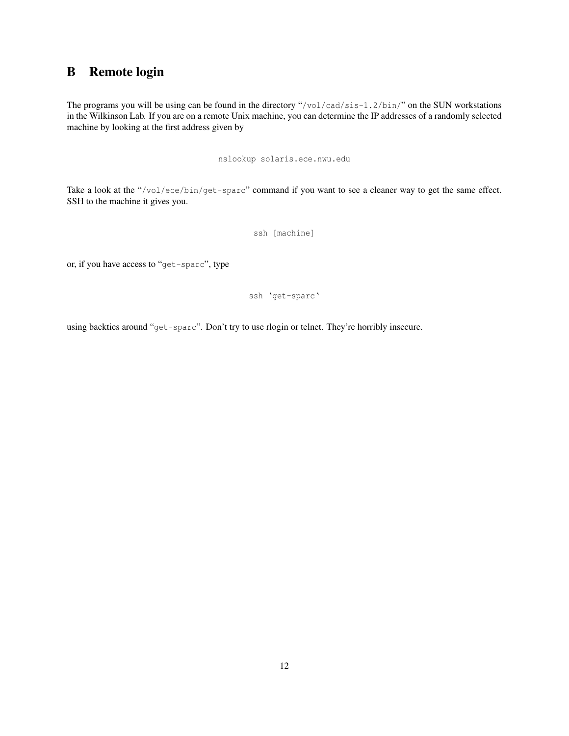# B Remote login

The programs you will be using can be found in the directory "`/vol/cad/sis-1.2/bin/`" on the SUN workstations in the Wilkinson Lab. If you are on a remote Unix machine, you can determine the IP addresses of a randomly selected machine by looking at the first address given by

```
nslookup solaris.ece.nwu.edu
```

Take a look at the "`/vol/ece/bin/get-sparc`" command if you want to see a cleaner way to get the same effect. SSH to the machine it gives you.

```
ssh [machine]
```

or, if you have access to "`get-sparc`", type

```
ssh `get-sparc`
```

using backtics around "`get-sparc`". Don't try to use rlogin or telnet. They're horribly insecure.